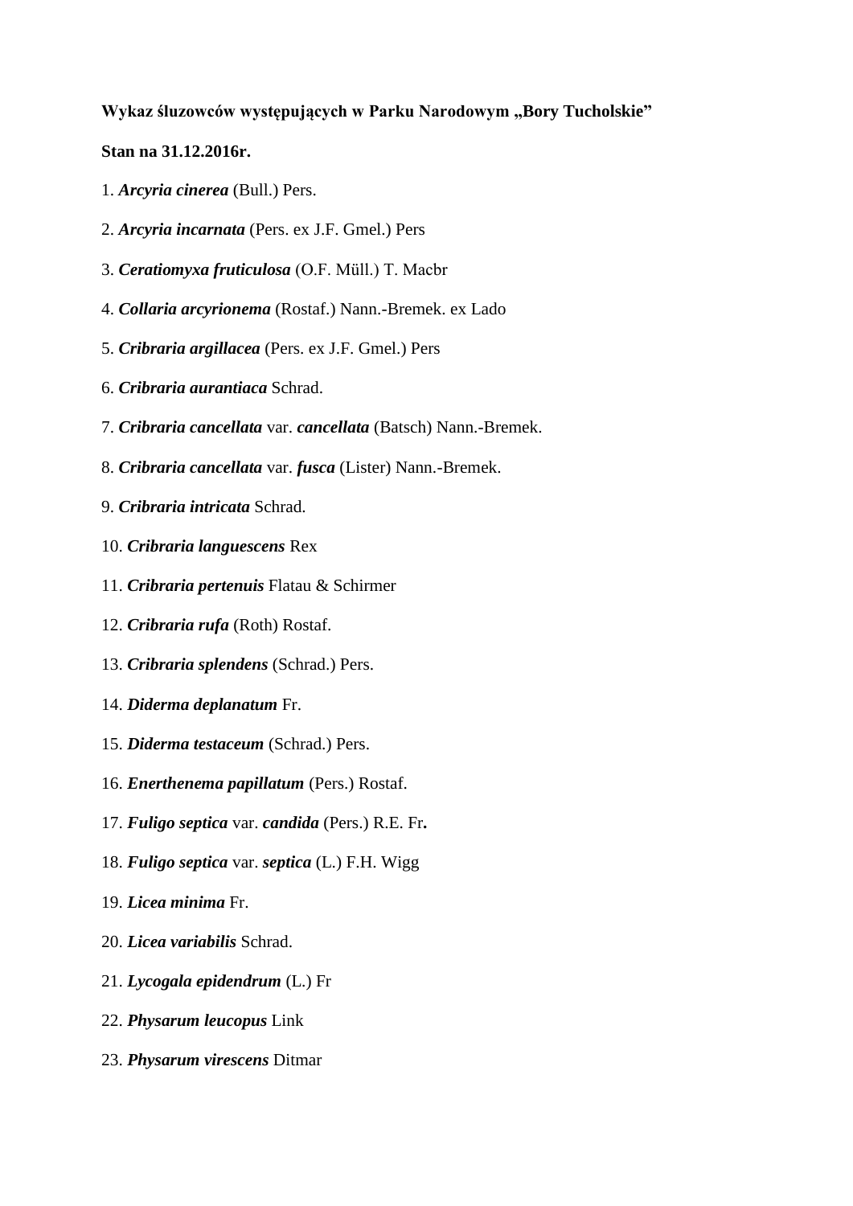**Wykaz śluzowców występujących w Parku Narodowym „Bory Tucholskie”**

**Stan na 31.12.2016r.**

1. ***Arcyria cinerea*** (Bull.) Pers.

2. ***Arcyria incarnata*** (Pers. ex J.F. Gmel.) Pers

3. ***Ceratiomyxa fruticulosa*** (O.F. Müll.) T. Macbr

4. ***Collaria arcyrionema*** (Rostaf.) Nann.-Bremek. ex Lado

5. ***Cribraria argillacea*** (Pers. ex J.F. Gmel.) Pers

6. ***Cribraria aurantiaca*** Schrad.

7. ***Cribraria cancellata*** var. ***cancellata*** (Batsch) Nann.-Bremek.

8. ***Cribraria cancellata*** var. ***fusca*** (Lister) Nann.-Bremek.

9. ***Cribraria intricata*** Schrad.

10. ***Cribraria languescens*** Rex

11. ***Cribraria pertenuis*** Flatau & Schirmer

12. ***Cribraria rufa*** (Roth) Rostaf.

13. ***Cribraria splendens*** (Schrad.) Pers.

14. ***Diderma deplanatum*** Fr.

15. ***Diderma testaceum*** (Schrad.) Pers.

16. ***Enerthenema papillatum*** (Pers.) Rostaf.

17. ***Fuligo septica*** var. ***candida*** (Pers.) R.E. Fr**.**

18. ***Fuligo septica*** var. ***septica*** (L.) F.H. Wigg

19. ***Licea minima*** Fr.

20. ***Licea variabilis*** Schrad.

21. ***Lycogala epidendrum*** (L.) Fr

22. ***Physarum leucopus*** Link

23. ***Physarum virescens*** Ditmar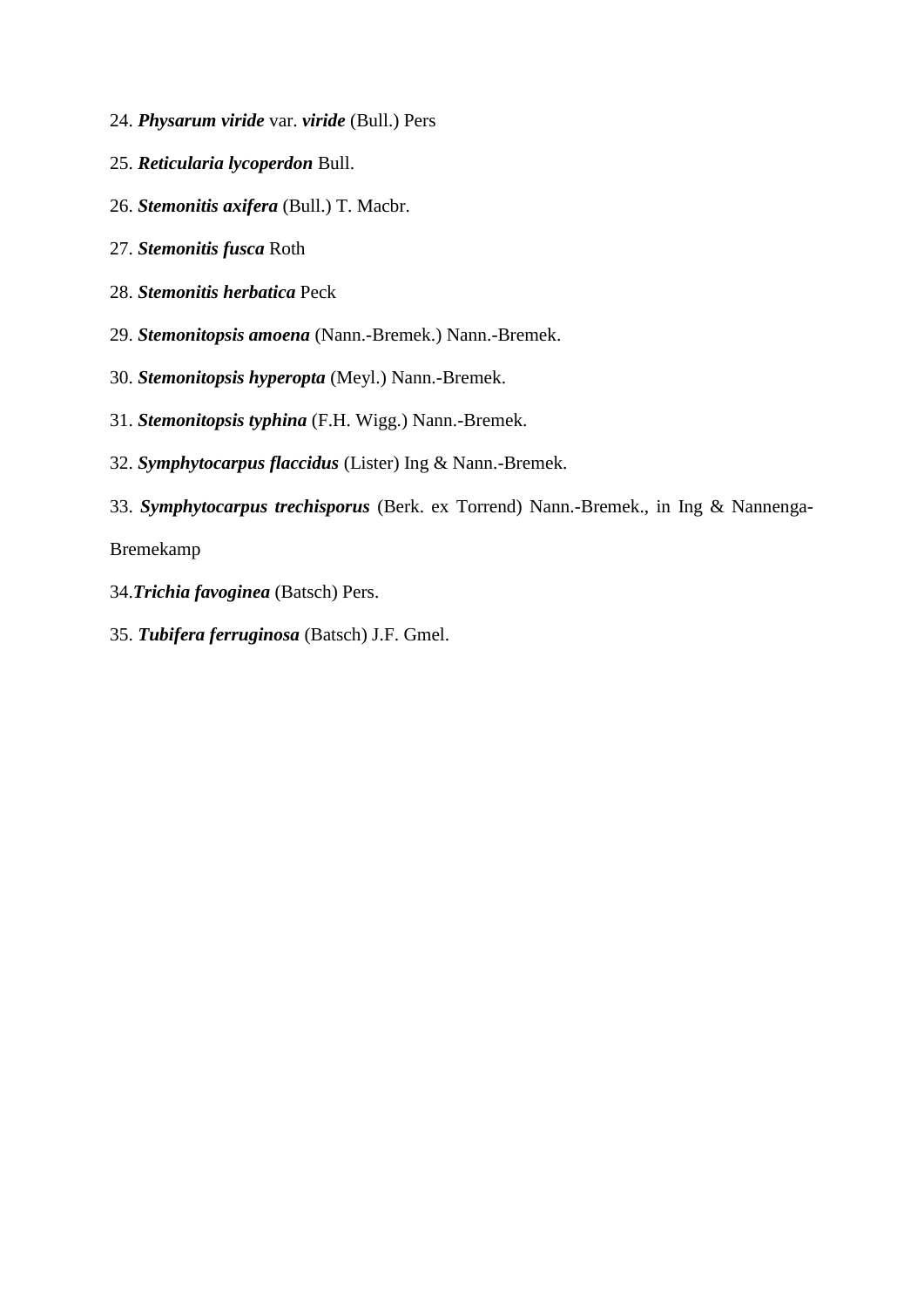24. ***Physarum viride*** var. ***viride*** (Bull.) Pers

25. ***Reticularia lycoperdon*** Bull.

26. ***Stemonitis axifera*** (Bull.) T. Macbr.

27. ***Stemonitis fusca*** Roth

28. ***Stemonitis herbatica*** Peck

29. ***Stemonitopsis amoena*** (Nann.-Bremek.) Nann.-Bremek.

30. ***Stemonitopsis hyperopta*** (Meyl.) Nann.-Bremek.

31. ***Stemonitopsis typhina*** (F.H. Wigg.) Nann.-Bremek.

32. ***Symphytocarpus flaccidus*** (Lister) Ing & Nann.-Bremek.

33. ***Symphytocarpus trechisporus*** (Berk. ex Torrend) Nann.-Bremek., in Ing & Nannenga-Bremekamp

34.***Trichia favoginea*** (Batsch) Pers.

35. ***Tubifera ferruginosa*** (Batsch) J.F. Gmel.